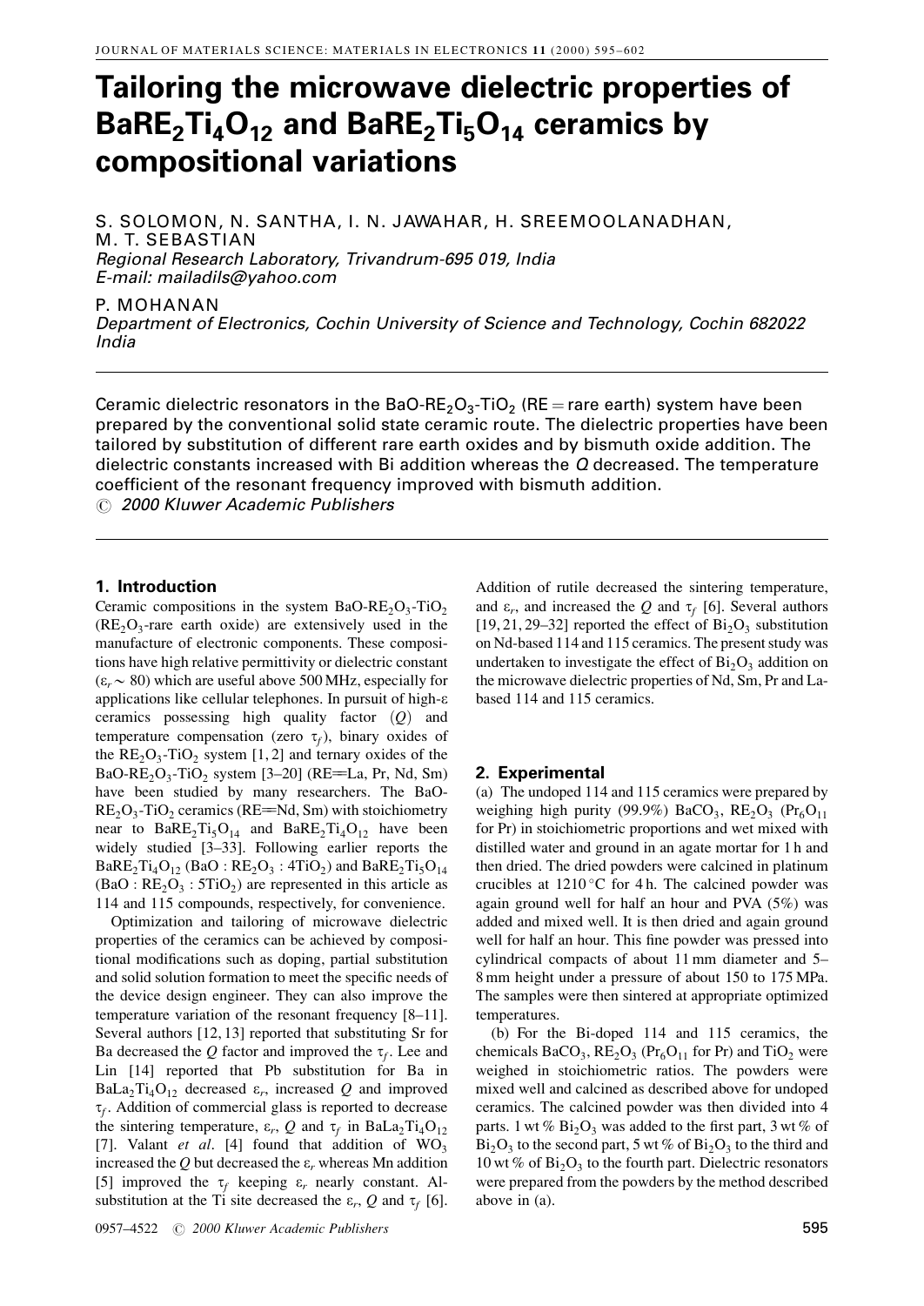# Tailoring the microwave dielectric properties of $BaRE_2Ti_4O_{12}$ and $BaRE_2Ti_5O_{14}$ ceramics by compositional variations

S. SOLOMON, N. SANTHA, I. N. JAWAHAR, H. SREEMOOLANADHAN, M. T. SEBASTIAN
*Regional Research Laboratory, Trivandrum-695 019, India*
*E-mail: mailadils@yahoo.com*

P. MOHANAN
*Department of Electronics, Cochin University of Science and Technology, Cochin 682022 India*

Ceramic dielectric resonators in the $BaO$-$RE_2O_3$-$TiO_2$ (RE = rare earth) system have been prepared by the conventional solid state ceramic route. The dielectric properties have been tailored by substitution of different rare earth oxides and by bismuth oxide addition. The dielectric constants increased with Bi addition whereas the $Q$ decreased. The temperature coefficient of the resonant frequency improved with bismuth addition.
© *2000 Kluwer Academic Publishers*

## 1. Introduction

Ceramic compositions in the system $BaO$-$RE_2O_3$-$TiO_2$ ($RE_2O_3$-rare earth oxide) are extensively used in the manufacture of electronic components. These compositions have high relative permittivity or dielectric constant ($\varepsilon_r \sim 80$) which are useful above 500 MHz, especially for applications like cellular telephones. In pursuit of high-$\varepsilon$ ceramics possessing high quality factor ($Q$) and temperature compensation (zero $\tau_f$), binary oxides of the $RE_2O_3$-$TiO_2$ system [1, 2] and ternary oxides of the $BaO$-$RE_2O_3$-$TiO_2$ system [3–20] (RE=La, Pr, Nd, Sm) have been studied by many researchers. The $BaO$-$RE_2O_3$-$TiO_2$ ceramics (RE=Nd, Sm) with stoichiometry near to $BaRE_2Ti_5O_{14}$ and $BaRE_2Ti_4O_{12}$ have been widely studied [3–33]. Following earlier reports the $BaRE_2Ti_4O_{12}$ ($BaO : RE_2O_3 : 4TiO_2$) and $BaRE_2Ti_5O_{14}$ ($BaO : RE_2O_3 : 5TiO_2$) are represented in this article as 114 and 115 compounds, respectively, for convenience.

Optimization and tailoring of microwave dielectric properties of the ceramics can be achieved by compositional modifications such as doping, partial substitution and solid solution formation to meet the specific needs of the device design engineer. They can also improve the temperature variation of the resonant frequency [8–11]. Several authors [12, 13] reported that substituting Sr for Ba decreased the $Q$ factor and improved the $\tau_f$. Lee and Lin [14] reported that Pb substitution for Ba in $BaLa_2Ti_4O_{12}$ decreased $\varepsilon_r$, increased $Q$ and improved $\tau_f$. Addition of commercial glass is reported to decrease the sintering temperature, $\varepsilon_r$, $Q$ and $\tau_f$ in $BaLa_2Ti_4O_{12}$ [7]. Valant *et al*. [4] found that addition of $WO_3$ increased the $Q$ but decreased the $\varepsilon_r$ whereas Mn addition [5] improved the $\tau_f$ keeping $\varepsilon_r$ nearly constant. Al-substitution at the Ti site decreased the $\varepsilon_r$, $Q$ and $\tau_f$ [6]. Addition of rutile decreased the sintering temperature, and $\varepsilon_r$, and increased the $Q$ and $\tau_f$ [6]. Several authors [19, 21, 29–32] reported the effect of $Bi_2O_3$ substitution on Nd-based 114 and 115 ceramics. The present study was undertaken to investigate the effect of $Bi_2O_3$ addition on the microwave dielectric properties of Nd, Sm, Pr and La-based 114 and 115 ceramics.

## 2. Experimental

(a) The undoped 114 and 115 ceramics were prepared by weighing high purity (99.9%) $BaCO_3$, $RE_2O_3$ ($Pr_6O_{11}$ for Pr) in stoichiometric proportions and wet mixed with distilled water and ground in an agate mortar for 1 h and then dried. The dried powders were calcined in platinum crucibles at 1210 °C for 4 h. The calcined powder was again ground well for half an hour and PVA (5%) was added and mixed well. It is then dried and again ground well for half an hour. This fine powder was pressed into cylindrical compacts of about 11 mm diameter and 5–8 mm height under a pressure of about 150 to 175 MPa. The samples were then sintered at appropriate optimized temperatures.

(b) For the Bi-doped 114 and 115 ceramics, the chemicals $BaCO_3$, $RE_2O_3$ ($Pr_6O_{11}$ for Pr) and $TiO_2$ were weighed in stoichiometric ratios. The powders were mixed well and calcined as described above for undoped ceramics. The calcined powder was then divided into 4 parts. 1 wt % $Bi_2O_3$ was added to the first part, 3 wt % of $Bi_2O_3$ to the second part, 5 wt % of $Bi_2O_3$ to the third and 10 wt % of $Bi_2O_3$ to the fourth part. Dielectric resonators were prepared from the powders by the method described above in (a).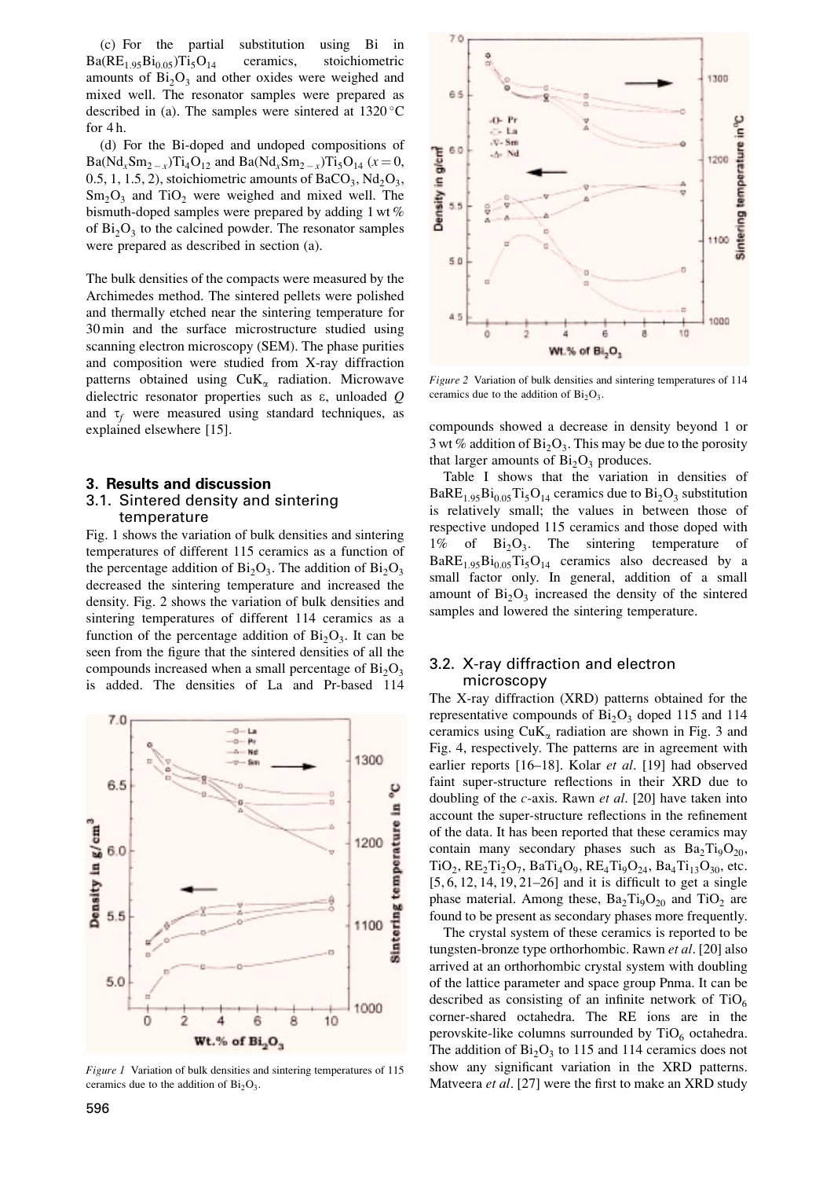(c) For the partial substitution using Bi in $Ba(RE_{1.95}Bi_{0.05})Ti_5O_{14}$ ceramics, stoichiometric amounts of $Bi_2O_3$ and other oxides were weighed and mixed well. The resonator samples were prepared as described in (a). The samples were sintered at 1320 °C for 4 h.

(d) For the Bi-doped and undoped compositions of $Ba(Nd_xSm_{2-x})Ti_4O_{12}$ and $Ba(Nd_xSm_{2-x})Ti_5O_{14}$ ($x = 0$, 0.5, 1, 1.5, 2), stoichiometric amounts of $BaCO_3$, $Nd_2O_3$, $Sm_2O_3$ and $TiO_2$ were weighed and mixed well. The bismuth-doped samples were prepared by adding 1 wt % of $Bi_2O_3$ to the calcined powder. The resonator samples were prepared as described in section (a).

The bulk densities of the compacts were measured by the Archimedes method. The sintered pellets were polished and thermally etched near the sintering temperature for 30 min and the surface microstructure studied using scanning electron microscopy (SEM). The phase purities and composition were studied from X-ray diffraction patterns obtained using $CuK_\alpha$ radiation. Microwave dielectric resonator properties such as $\varepsilon$, unloaded $Q$ and $\tau_f$ were measured using standard techniques, as explained elsewhere [15].

## 3. Results and discussion

### 3.1. Sintered density and sintering temperature

Fig. 1 shows the variation of bulk densities and sintering temperatures of different 115 ceramics as a function of the percentage addition of $Bi_2O_3$. The addition of $Bi_2O_3$ decreased the sintering temperature and increased the density. Fig. 2 shows the variation of bulk densities and sintering temperatures of different 114 ceramics as a function of the percentage addition of $Bi_2O_3$. It can be seen from the figure that the sintered densities of all the compounds increased when a small percentage of $Bi_2O_3$ is added. The densities of La and Pr-based 114 compounds showed a decrease in density beyond 1 or 3 wt % addition of $Bi_2O_3$. This may be due to the porosity that larger amounts of $Bi_2O_3$ produces.

*Figure 1* Variation of bulk densities and sintering temperatures of 115 ceramics due to the addition of $Bi_2O_3$.

*Figure 2* Variation of bulk densities and sintering temperatures of 114 ceramics due to the addition of $Bi_2O_3$.

Table I shows that the variation in densities of $BaRE_{1.95}Bi_{0.05}Ti_5O_{14}$ ceramics due to $Bi_2O_3$ substitution is relatively small; the values in between those of respective undoped 115 ceramics and those doped with 1% of $Bi_2O_3$. The sintering temperature of $BaRE_{1.95}Bi_{0.05}Ti_5O_{14}$ ceramics also decreased by a small factor only. In general, addition of a small amount of $Bi_2O_3$ increased the density of the sintered samples and lowered the sintering temperature.

### 3.2. X-ray diffraction and electron microscopy

The X-ray diffraction (XRD) patterns obtained for the representative compounds of $Bi_2O_3$ doped 115 and 114 ceramics using $CuK_\alpha$ radiation are shown in Fig. 3 and Fig. 4, respectively. The patterns are in agreement with earlier reports [16–18]. Kolar *et al*. [19] had observed faint super-structure reflections in their XRD due to doubling of the *c*-axis. Rawn *et al*. [20] have taken into account the super-structure reflections in the refinement of the data. It has been reported that these ceramics may contain many secondary phases such as $Ba_2Ti_9O_{20}$, $TiO_2$, $RE_2Ti_2O_7$, $BaTi_4O_9$, $RE_4Ti_9O_{24}$, $Ba_4Ti_{13}O_{30}$, etc. [5, 6, 12, 14, 19, 21–26] and it is difficult to get a single phase material. Among these, $Ba_2Ti_9O_{20}$ and $TiO_2$ are found to be present as secondary phases more frequently.

The crystal system of these ceramics is reported to be tungsten-bronze type orthorhombic. Rawn *et al*. [20] also arrived at an orthorhombic crystal system with doubling of the lattice parameter and space group Pnma. It can be described as consisting of an infinite network of $TiO_6$ corner-shared octahedra. The RE ions are in the perovskite-like columns surrounded by $TiO_6$ octahedra. The addition of $Bi_2O_3$ to 115 and 114 ceramics does not show any significant variation in the XRD patterns. Matveera *et al*. [27] were the first to make an XRD study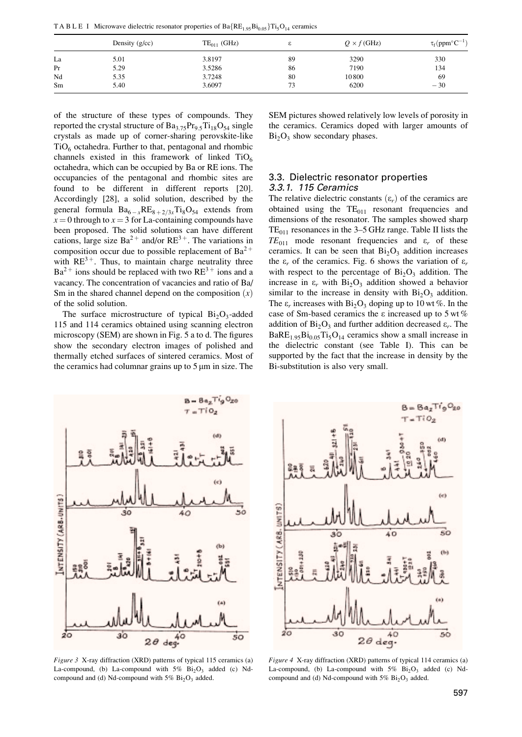TABLE I Microwave dielectric resonator properties of $Ba\{RE_{1.95}Bi_{0.05}\}Ti_5O_{14}$ ceramics

| | Density (g/cc) | $TE_{011}$ (GHz) | $\varepsilon$ | $Q \times f$ (GHz) | $\tau_f$ (ppm°C$^{-1}$) |
|---|---|---|---|---|---|
| La | 5.01 | 3.8197 | 89 | 3290 | 330 |
| Pr | 5.29 | 3.5286 | 86 | 7190 | 134 |
| Nd | 5.35 | 3.7248 | 80 | 10800 | 69 |
| Sm | 5.40 | 3.6097 | 73 | 6200 | −30 |

of the structure of these types of compounds. They reported the crystal structure of $Ba_{3.75}Pr_{9.5}Ti_{18}O_{54}$ single crystals as made up of corner-sharing perovskite-like $TiO_6$ octahedra. Further to that, pentagonal and rhombic channels existed in this framework of linked $TiO_6$ octahedra, which can be occupied by Ba or RE ions. The occupancies of the pentagonal and rhombic sites are found to be different in different reports [20]. Accordingly [28], a solid solution, described by the general formula $Ba_{6-x}RE_{8+2/3x}Ti_8O_{54}$ extends from $x = 0$ through to $x = 3$ for La-containing compounds have been proposed. The solid solutions can have different cations, large size $Ba^{2+}$ and/or $RE^{3+}$. The variations in composition occur due to possible replacement of $Ba^{2+}$ with $RE^{3+}$. Thus, to maintain charge neutrality three $Ba^{2+}$ ions should be replaced with two $RE^{3+}$ ions and a vacancy. The concentration of vacancies and ratio of Ba/Sm in the shared channel depend on the composition ($x$) of the solid solution.

The surface microstructure of typical $Bi_2O_3$-added 115 and 114 ceramics obtained using scanning electron microscopy (SEM) are shown in Fig. 5 a to d. The figures show the secondary electron images of polished and thermally etched surfaces of sintered ceramics. Most of the ceramics had columnar grains up to 5 μm in size. The SEM pictures showed relatively low levels of porosity in the ceramics. Ceramics doped with larger amounts of $Bi_2O_3$ show secondary phases.

### 3.3. Dielectric resonator properties

#### 3.3.1. 115 Ceramics

The relative dielectric constants ($\varepsilon_r$) of the ceramics are obtained using the $TE_{011}$ resonant frequencies and dimensions of the resonator. The samples showed sharp $TE_{011}$ resonances in the 3–5 GHz range. Table II lists the $TE_{011}$ mode resonant frequencies and $\varepsilon_r$ of these ceramics. It can be seen that $Bi_2O_3$ addition increases the $\varepsilon_r$ of the ceramics. Fig. 6 shows the variation of $\varepsilon_r$ with respect to the percentage of $Bi_2O_3$ addition. The increase in $\varepsilon_r$ with $Bi_2O_3$ addition showed a behavior similar to the increase in density with $Bi_2O_3$ addition. The $\varepsilon_r$ increases with $Bi_2O_3$ doping up to 10 wt %. In the case of Sm-based ceramics the $\varepsilon$ increased up to 5 wt % addition of $Bi_2O_3$ and further addition decreased $\varepsilon_r$. The $BaRE_{1.95}Bi_{0.05}Ti_5O_{14}$ ceramics show a small increase in the dielectric constant (see Table I). This can be supported by the fact that the increase in density by the Bi-substitution is also very small.

*Figure 3* X-ray diffraction (XRD) patterns of typical 115 ceramics (a) La-compound, (b) La-compound with 5% $Bi_2O_3$ added (c) Nd-compound and (d) Nd-compound with 5% $Bi_2O_3$ added.

*Figure 4* X-ray diffraction (XRD) patterns of typical 114 ceramics (a) La-compound, (b) La-compound with 5% $Bi_2O_3$ added (c) Nd-compound and (d) Nd-compound with 5% $Bi_2O_3$ added.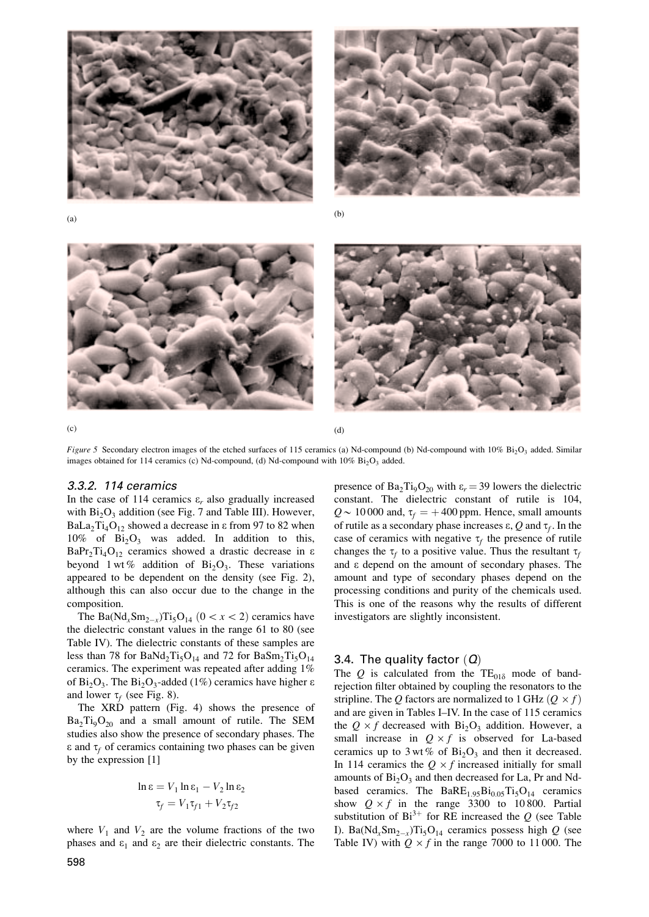(a)

(b)

(c)

(d)

*Figure 5* Secondary electron images of the etched surfaces of 115 ceramics (a) Nd-compound (b) Nd-compound with 10% $Bi_2O_3$ added. Similar images obtained for 114 ceramics (c) Nd-compound, (d) Nd-compound with 10% $Bi_2O_3$ added.

### 3.3.2. 114 ceramics

In the case of 114 ceramics $\varepsilon_r$ also gradually increased with $Bi_2O_3$ addition (see Fig. 7 and Table III). However, $BaLa_2Ti_4O_{12}$ showed a decrease in ε from 97 to 82 when 10% of $Bi_2O_3$ was added. In addition to this, $BaPr_2Ti_4O_{12}$ ceramics showed a drastic decrease in ε beyond 1 wt% addition of $Bi_2O_3$. These variations appeared to be dependent on the density (see Fig. 2), although this can also occur due to the change in the composition.

The $Ba(Nd_xSm_{2-x})Ti_5O_{14}$ $(0 < x < 2)$ ceramics have the dielectric constant values in the range 61 to 80 (see Table IV). The dielectric constants of these samples are less than 78 for $BaNd_2Ti_5O_{14}$ and 72 for $BaSm_2Ti_5O_{14}$ ceramics. The experiment was repeated after adding 1% of $Bi_2O_3$. The $Bi_2O_3$-added (1%) ceramics have higher ε and lower $\tau_f$ (see Fig. 8).

The XRD pattern (Fig. 4) shows the presence of $Ba_2Ti_9O_{20}$ and a small amount of rutile. The SEM studies also show the presence of secondary phases. The ε and $\tau_f$ of ceramics containing two phases can be given by the expression [1]

$$\ln \varepsilon = V_1 \ln \varepsilon_1 - V_2 \ln \varepsilon_2$$
$$\tau_f = V_1 \tau_{f1} + V_2 \tau_{f2}$$

where $V_1$ and $V_2$ are the volume fractions of the two phases and $\varepsilon_1$ and $\varepsilon_2$ are their dielectric constants. The presence of $Ba_2Ti_9O_{20}$ with $\varepsilon_r = 39$ lowers the dielectric constant. The dielectric constant of rutile is 104, $Q \sim 10\,000$ and, $\tau_f = +400$ ppm. Hence, small amounts of rutile as a secondary phase increases ε, $Q$ and $\tau_f$. In the case of ceramics with negative $\tau_f$ the presence of rutile changes the $\tau_f$ to a positive value. Thus the resultant $\tau_f$ and ε depend on the amount of secondary phases. The amount and type of secondary phases depend on the processing conditions and purity of the chemicals used. This is one of the reasons why the results of different investigators are slightly inconsistent.

## 3.4. The quality factor ($Q$)

The $Q$ is calculated from the $TE_{01\delta}$ mode of band-rejection filter obtained by coupling the resonators to the stripline. The $Q$ factors are normalized to 1 GHz ($Q \times f$) and are given in Tables I–IV. In the case of 115 ceramics the $Q \times f$ decreased with $Bi_2O_3$ addition. However, a small increase in $Q \times f$ is observed for La-based ceramics up to 3 wt% of $Bi_2O_3$ and then it decreased. In 114 ceramics the $Q \times f$ increased initially for small amounts of $Bi_2O_3$ and then decreased for La, Pr and Nd-based ceramics. The $BaRE_{1.95}Bi_{0.05}Ti_5O_{14}$ ceramics show $Q \times f$ in the range 3300 to 10 800. Partial substitution of $Bi^{3+}$ for RE increased the $Q$ (see Table I). $Ba(Nd_xSm_{2-x})Ti_5O_{14}$ ceramics possess high $Q$ (see Table IV) with $Q \times f$ in the range 7000 to 11 000. The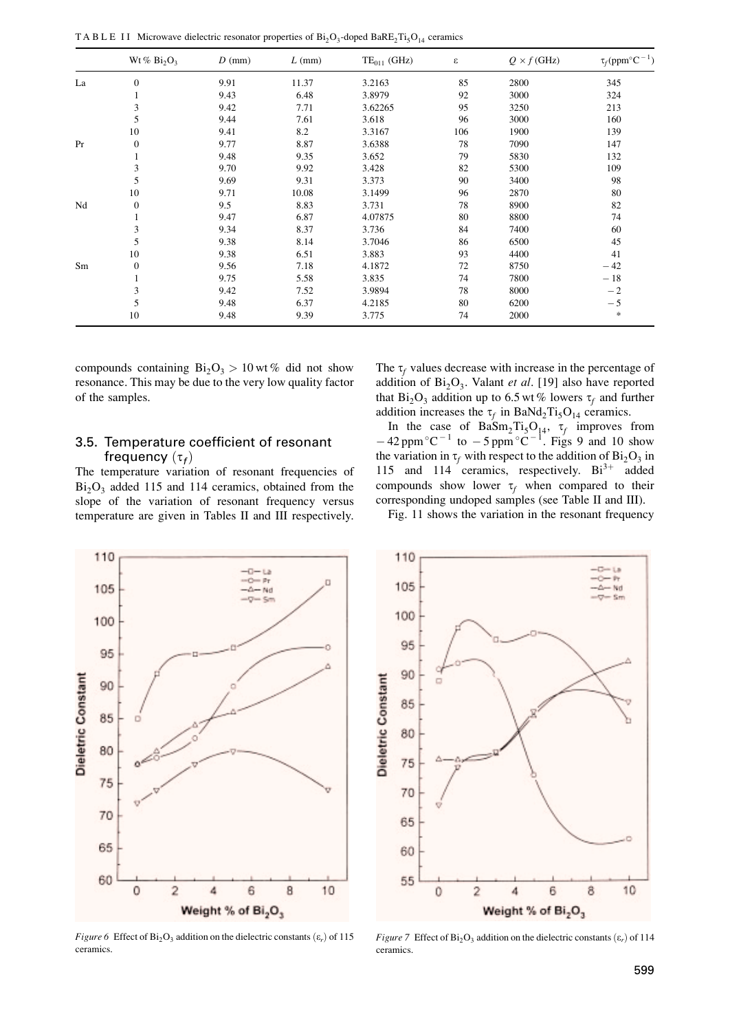TABLE II Microwave dielectric resonator properties of $Bi_2O_3$-doped $BaRE_2Ti_5O_{14}$ ceramics

| | Wt % $Bi_2O_3$ | $D$ (mm) | $L$ (mm) | $TE_{011}$ (GHz) | ε | $Q \times f$ (GHz) | $\tau_f$(ppm°C$^{-1}$) |
|---|---|---|---|---|---|---|---|
| La | 0 | 9.91 | 11.37 | 3.2163 | 85 | 2800 | 345 |
| | 1 | 9.43 | 6.48 | 3.8979 | 92 | 3000 | 324 |
| | 3 | 9.42 | 7.71 | 3.62265 | 95 | 3250 | 213 |
| | 5 | 9.44 | 7.61 | 3.618 | 96 | 3000 | 160 |
| | 10 | 9.41 | 8.2 | 3.3167 | 106 | 1900 | 139 |
| Pr | 0 | 9.77 | 8.87 | 3.6388 | 78 | 7090 | 147 |
| | 1 | 9.48 | 9.35 | 3.652 | 79 | 5830 | 132 |
| | 3 | 9.70 | 9.92 | 3.428 | 82 | 5300 | 109 |
| | 5 | 9.69 | 9.31 | 3.373 | 90 | 3400 | 98 |
| | 10 | 9.71 | 10.08 | 3.1499 | 96 | 2870 | 80 |
| Nd | 0 | 9.5 | 8.83 | 3.731 | 78 | 8900 | 82 |
| | 1 | 9.47 | 6.87 | 4.07875 | 80 | 8800 | 74 |
| | 3 | 9.34 | 8.37 | 3.736 | 84 | 7400 | 60 |
| | 5 | 9.38 | 8.14 | 3.7046 | 86 | 6500 | 45 |
| | 10 | 9.38 | 6.51 | 3.883 | 93 | 4400 | 41 |
| Sm | 0 | 9.56 | 7.18 | 4.1872 | 72 | 8750 | −42 |
| | 1 | 9.75 | 5.58 | 3.835 | 74 | 7800 | −18 |
| | 3 | 9.42 | 7.52 | 3.9894 | 78 | 8000 | −2 |
| | 5 | 9.48 | 6.37 | 4.2185 | 80 | 6200 | −5 |
| | 10 | 9.48 | 9.39 | 3.775 | 74 | 2000 | * |

compounds containing $Bi_2O_3 > 10$ wt % did not show resonance. This may be due to the very low quality factor of the samples.

### 3.5. Temperature coefficient of resonant frequency ($\tau_f$)

The temperature variation of resonant frequencies of $Bi_2O_3$ added 115 and 114 ceramics, obtained from the slope of the variation of resonant frequency versus temperature are given in Tables II and III respectively. The $\tau_f$ values decrease with increase in the percentage of addition of $Bi_2O_3$. Valant *et al*. [19] also have reported that $Bi_2O_3$ addition up to 6.5 wt % lowers $\tau_f$ and further addition increases the $\tau_f$ in $BaNd_2Ti_5O_{14}$ ceramics.

In the case of $BaSm_2Ti_5O_{14}$, $\tau_f$ improves from $-42$ ppm°C$^{-1}$ to $-5$ ppm°C$^{-1}$. Figs 9 and 10 show the variation in $\tau_f$ with respect to the addition of $Bi_2O_3$ in 115 and 114 ceramics, respectively. $Bi^{3+}$ added compounds show lower $\tau_f$ when compared to their corresponding undoped samples (see Table II and III).

Fig. 11 shows the variation in the resonant frequency

*Figure 6* Effect of $Bi_2O_3$ addition on the dielectric constants ($\varepsilon_r$) of 115 ceramics.

*Figure 7* Effect of $Bi_2O_3$ addition on the dielectric constants ($\varepsilon_r$) of 114 ceramics.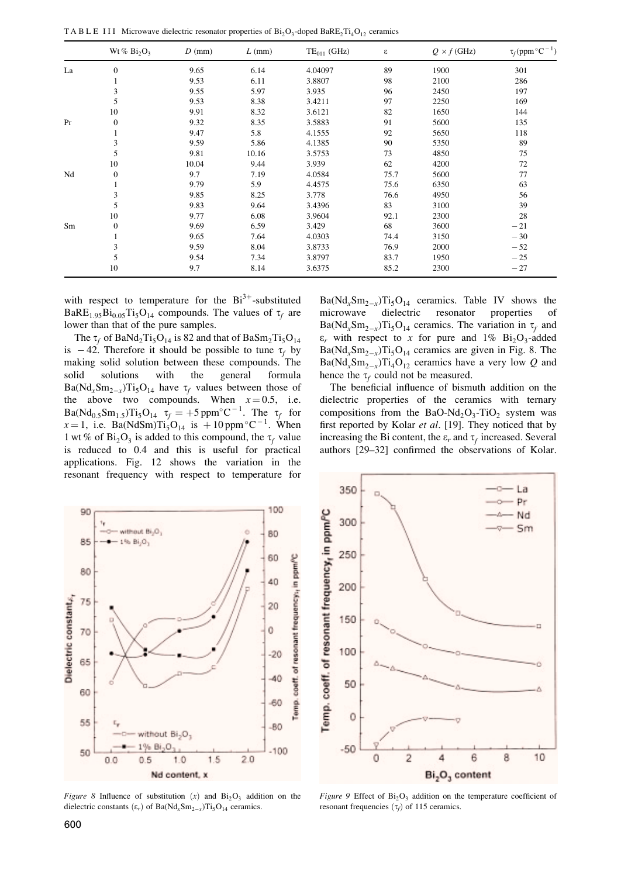TABLE III Microwave dielectric resonator properties of $Bi_2O_3$-doped $BaRE_2Ti_4O_{12}$ ceramics

| | Wt % $Bi_2O_3$ | $D$ (mm) | $L$ (mm) | $TE_{011}$ (GHz) | ε | $Q \times f$ (GHz) | $\tau_f$ (ppm °C$^{-1}$) |
|---|---|---|---|---|---|---|---|
| La | 0 | 9.65 | 6.14 | 4.04097 | 89 | 1900 | 301 |
| | 1 | 9.53 | 6.11 | 3.8807 | 98 | 2100 | 286 |
| | 3 | 9.55 | 5.97 | 3.935 | 96 | 2450 | 197 |
| | 5 | 9.53 | 8.38 | 3.4211 | 97 | 2250 | 169 |
| | 10 | 9.91 | 8.32 | 3.6121 | 82 | 1650 | 144 |
| Pr | 0 | 9.32 | 8.35 | 3.5883 | 91 | 5600 | 135 |
| | 1 | 9.47 | 5.8 | 4.1555 | 92 | 5650 | 118 |
| | 3 | 9.59 | 5.86 | 4.1385 | 90 | 5350 | 89 |
| | 5 | 9.81 | 10.16 | 3.5753 | 73 | 4850 | 75 |
| | 10 | 10.04 | 9.44 | 3.939 | 62 | 4200 | 72 |
| Nd | 0 | 9.7 | 7.19 | 4.0584 | 75.7 | 5600 | 77 |
| | 1 | 9.79 | 5.9 | 4.4575 | 75.6 | 6350 | 63 |
| | 3 | 9.85 | 8.25 | 3.778 | 76.6 | 4950 | 56 |
| | 5 | 9.83 | 9.64 | 3.4396 | 83 | 3100 | 39 |
| | 10 | 9.77 | 6.08 | 3.9604 | 92.1 | 2300 | 28 |
| Sm | 0 | 9.69 | 6.59 | 3.429 | 68 | 3600 | −21 |
| | 1 | 9.65 | 7.64 | 4.0303 | 74.4 | 3150 | −30 |
| | 3 | 9.59 | 8.04 | 3.8733 | 76.9 | 2000 | −52 |
| | 5 | 9.54 | 7.34 | 3.8797 | 83.7 | 1950 | −25 |
| | 10 | 9.7 | 8.14 | 3.6375 | 85.2 | 2300 | −27 |

with respect to temperature for the $Bi^{3+}$-substituted $BaRE_{1.95}Bi_{0.05}Ti_5O_{14}$ compounds. The values of $\tau_f$ are lower than that of the pure samples.

The $\tau_f$ of $BaNd_2Ti_5O_{14}$ is 82 and that of $BaSm_2Ti_5O_{14}$ is −42. Therefore it should be possible to tune $\tau_f$ by making solid solution between these compounds. The solid solutions with the general formula $Ba(Nd_xSm_{2-x})Ti_5O_{14}$ have $\tau_f$ values between those of the above two compounds. When $x = 0.5$, i.e. $Ba(Nd_{0.5}Sm_{1.5})Ti_5O_{14}$ $\tau_f = +5$ ppm°C$^{-1}$. The $\tau_f$ for $x = 1$, i.e. $Ba(NdSm)Ti_5O_{14}$ is $+10$ ppm°C$^{-1}$. When 1 wt% of $Bi_2O_3$ is added to this compound, the $\tau_f$ value is reduced to 0.4 and this is useful for practical applications. Fig. 12 shows the variation in the resonant frequency with respect to temperature for $Ba(Nd_xSm_{2-x})Ti_5O_{14}$ ceramics. Table IV shows the microwave dielectric resonator properties of $Ba(Nd_xSm_{2-x})Ti_5O_{14}$ ceramics. The variation in $\tau_f$ and $\varepsilon_r$ with respect to $x$ for pure and 1% $Bi_2O_3$-added $Ba(Nd_xSm_{2-x})Ti_5O_{14}$ ceramics are given in Fig. 8. The $Ba(Nd_xSm_{2-x})Ti_4O_{12}$ ceramics have a very low $Q$ and hence the $\tau_f$ could not be measured.

The beneficial influence of bismuth addition on the dielectric properties of the ceramics with ternary compositions from the $BaO$-$Nd_2O_3$-$TiO_2$ system was first reported by Kolar *et al*. [19]. They noticed that by increasing the Bi content, the $\varepsilon_r$ and $\tau_f$ increased. Several authors [29–32] confirmed the observations of Kolar.

*Figure 8* Influence of substitution ($x$) and $Bi_2O_3$ addition on the dielectric constants ($\varepsilon_r$) of $Ba(Nd_xSm_{2-x})Ti_5O_{14}$ ceramics.

*Figure 9* Effect of $Bi_2O_3$ addition on the temperature coefficient of resonant frequencies ($\tau_f$) of 115 ceramics.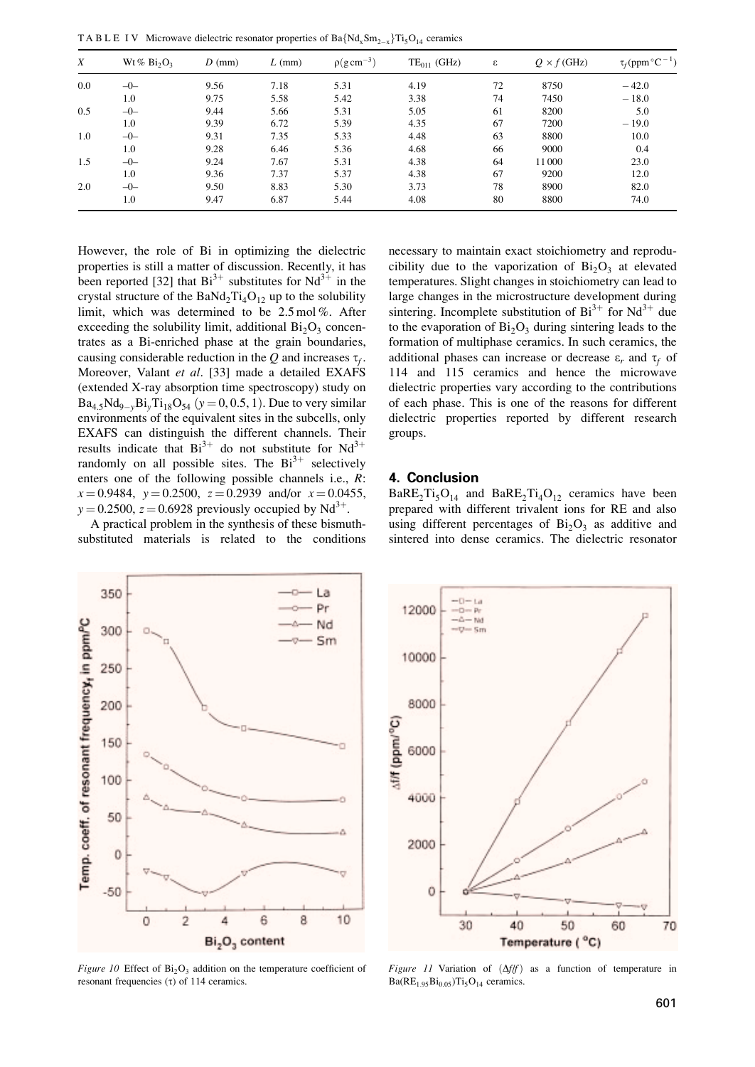TABLE IV Microwave dielectric resonator properties of $Ba\{Nd_xSm_{2-x}\}Ti_5O_{14}$ ceramics

| $X$ | Wt % $Bi_2O_3$ | $D$ (mm) | $L$ (mm) | $\rho(g\,cm^{-3})$ | $TE_{011}$ (GHz) | $\varepsilon$ | $Q \times f$ (GHz) | $\tau_f(ppm\,^{\circ}C^{-1})$ |
|---|---|---|---|---|---|---|---|---|
| 0.0 | –0– | 9.56 | 7.18 | 5.31 | 4.19 | 72 | 8750 | −42.0 |
| | 1.0 | 9.75 | 5.58 | 5.42 | 3.38 | 74 | 7450 | −18.0 |
| 0.5 | –0– | 9.44 | 5.66 | 5.31 | 5.05 | 61 | 8200 | 5.0 |
| | 1.0 | 9.39 | 6.72 | 5.39 | 4.35 | 67 | 7200 | −19.0 |
| 1.0 | –0– | 9.31 | 7.35 | 5.33 | 4.48 | 63 | 8800 | 10.0 |
| | 1.0 | 9.28 | 6.46 | 5.36 | 4.68 | 66 | 9000 | 0.4 |
| 1.5 | –0– | 9.24 | 7.67 | 5.31 | 4.38 | 64 | 11 000 | 23.0 |
| | 1.0 | 9.36 | 7.37 | 5.37 | 4.38 | 67 | 9200 | 12.0 |
| 2.0 | –0– | 9.50 | 8.83 | 5.30 | 3.73 | 78 | 8900 | 82.0 |
| | 1.0 | 9.47 | 6.87 | 5.44 | 4.08 | 80 | 8800 | 74.0 |

However, the role of Bi in optimizing the dielectric properties is still a matter of discussion. Recently, it has been reported [32] that $Bi^{3+}$ substitutes for $Nd^{3+}$ in the crystal structure of the $BaNd_2Ti_4O_{12}$ up to the solubility limit, which was determined to be 2.5 mol %. After exceeding the solubility limit, additional $Bi_2O_3$ concentrates as a Bi-enriched phase at the grain boundaries, causing considerable reduction in the $Q$ and increases $\tau_f$. Moreover, Valant *et al*. [33] made a detailed EXAFS (extended X-ray absorption time spectroscopy) study on $Ba_{4.5}Nd_{9-y}Bi_yTi_{18}O_{54}$ ($y = 0, 0.5, 1$). Due to very similar environments of the equivalent sites in the subcells, only EXAFS can distinguish the different channels. Their results indicate that $Bi^{3+}$ do not substitute for $Nd^{3+}$ randomly on all possible sites. The $Bi^{3+}$ selectively enters one of the following possible channels i.e., $R$: $x = 0.9484$, $y = 0.2500$, $z = 0.2939$ and/or $x = 0.0455$, $y = 0.2500$, $z = 0.6928$ previously occupied by $Nd^{3+}$.

A practical problem in the synthesis of these bismuth-substituted materials is related to the conditions necessary to maintain exact stoichiometry and reproducibility due to the vaporization of $Bi_2O_3$ at elevated temperatures. Slight changes in stoichiometry can lead to large changes in the microstructure development during sintering. Incomplete substitution of $Bi^{3+}$ for $Nd^{3+}$ due to the evaporation of $Bi_2O_3$ during sintering leads to the formation of multiphase ceramics. In such ceramics, the additional phases can increase or decrease $\varepsilon_r$ and $\tau_f$ of 114 and 115 ceramics and hence the microwave dielectric properties vary according to the contributions of each phase. This is one of the reasons for different dielectric properties reported by different research groups.

## 4. Conclusion

$BaRE_2Ti_5O_{14}$ and $BaRE_2Ti_4O_{12}$ ceramics have been prepared with different trivalent ions for RE and also using different percentages of $Bi_2O_3$ as additive and sintered into dense ceramics. The dielectric resonator

*Figure 10* Effect of $Bi_2O_3$ addition on the temperature coefficient of resonant frequencies ($\tau$) of 114 ceramics.

*Figure 11* Variation of $(\Delta f/f)$ as a function of temperature in $Ba(RE_{1.95}Bi_{0.05})Ti_5O_{14}$ ceramics.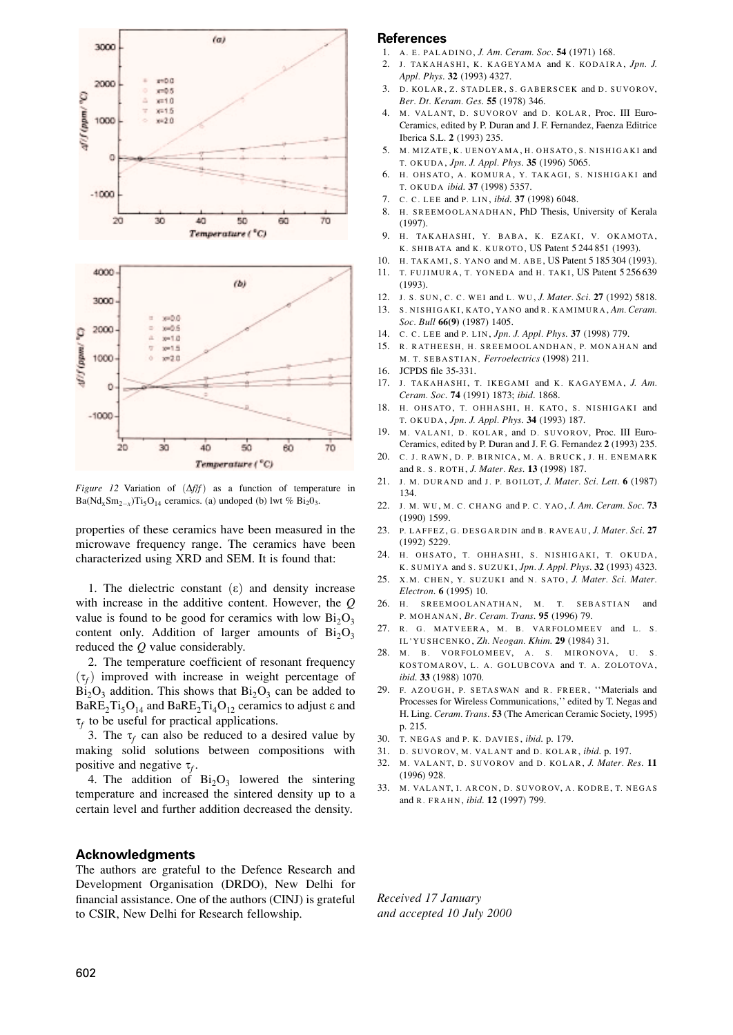(a)

3000

2000

1000

0

-1000

x=0.0
x=0.5
x=1.0
x=1.5
x=2.0

Δf/f (ppm/°C)

20 30 40 50 60 70

Temperature (°C)

(b)

4000

3000

2000

1000

0

-1000

x=0.0
x=0.5
x=1.0
x=1.5
x=2.0

Δf/f (ppm/°C)

20 30 40 50 60 70

Temperature (°C)

*Figure 12* Variation of $(\Delta f/f)$ as a function of temperature in $Ba(Nd_xSm_{2-x})Ti_5O_{14}$ ceramics. (a) undoped (b) lwt % $Bi_2O_3$.

properties of these ceramics have been measured in the microwave frequency range. The ceramics have been characterized using XRD and SEM. It is found that:

1. The dielectric constant $(\varepsilon)$ and density increase with increase in the additive content. However, the $Q$ value is found to be good for ceramics with low $Bi_2O_3$ content only. Addition of larger amounts of $Bi_2O_3$ reduced the $Q$ value considerably.

2. The temperature coefficient of resonant frequency $(\tau_f)$ improved with increase in weight percentage of $Bi_2O_3$ addition. This shows that $Bi_2O_3$ can be added to $BaRE_2Ti_5O_{14}$ and $BaRE_2Ti_4O_{12}$ ceramics to adjust $\varepsilon$ and $\tau_f$ to be useful for practical applications.

3. The $\tau_f$ can also be reduced to a desired value by making solid solutions between compositions with positive and negative $\tau_f$.

4. The addition of $Bi_2O_3$ lowered the sintering temperature and increased the sintered density up to a certain level and further addition decreased the density.

## Acknowledgments

The authors are grateful to the Defence Research and Development Organisation (DRDO), New Delhi for financial assistance. One of the authors (CINJ) is grateful to CSIR, New Delhi for Research fellowship.

## References

1. A. E. PALADINO, *J. Am. Ceram. Soc*. **54** (1971) 168.
2. J. TAKAHASHI, K. KAGEYAMA and K. KODAIRA, *Jpn. J. Appl. Phys*. **32** (1993) 4327.
3. D. KOLAR, Z. STADLER, S. GABERSCEK and D. SUVOROV, *Ber. Dt. Keram. Ges*. **55** (1978) 346.
4. M. VALANT, D. SUVOROV and D. KOLAR, Proc. III Euro-Ceramics, edited by P. Duran and J. F. Fernandez, Faenza Editrice Iberica S.L. **2** (1993) 235.
5. M. MIZATE, K. UENOYAMA, H. OHSATO, S. NISHIGAKI and T. OKUDA, *Jpn. J. Appl. Phys*. **35** (1996) 5065.
6. H. OHSATO, A. KOMURA, Y. TAKAGI, S. NISHIGAKI and T. OKUDA *ibid*. **37** (1998) 5357.
7. C. C. LEE and P. LIN, *ibid*. **37** (1998) 6048.
8. H. SREEMOOLANADHAN, PhD Thesis, University of Kerala (1997).
9. H. TAKAHASHI, Y. BABA, K. EZAKI, V. OKAMOTA, K. SHIBATA and K. KUROTO, US Patent 5 244 851 (1993).
10. H. TAKAMI, S. YANO and M. ABE, US Patent 5 185 304 (1993).
11. T. FUJIMURA, T. YONEDA and H. TAKI, US Patent 5 256 639 (1993).
12. J. S. SUN, C. C. WEI and L. WU, *J. Mater. Sci*. **27** (1992) 5818.
13. S. NISHIGAKI, KATO, YANO and R. KAMIMURA, *Am. Ceram. Soc. Bull* **66(9)** (1987) 1405.
14. C. C. LEE and P. LIN, *Jpn. J. Appl. Phys*. **37** (1998) 779.
15. R. RATHEESH, H. SREEMOOLANDHAN, P. MONAHAN and M. T. SEBASTIAN, *Ferroelectrics* (1998) 211.
16. JCPDS file 35-331.
17. J. TAKAHASHI, T. IKEGAMI and K. KAGAYEMA, *J. Am. Ceram. Soc*. **74** (1991) 1873; *ibid*. 1868.
18. H. OHSATO, T. OHHASHI, H. KATO, S. NISHIGAKI and T. OKUDA, *Jpn. J. Appl. Phys*. **34** (1993) 187.
19. M. VALANI, D. KOLAR, and D. SUVOROV, Proc. III Euro-Ceramics, edited by P. Duran and J. F. G. Fernandez **2** (1993) 235.
20. C. J. RAWN, D. P. BIRNICA, M. A. BRUCK, J. H. ENEMARK and R. S. ROTH, *J. Mater. Res*. **13** (1998) 187.
21. J. M. DURAND and J. P. BOILOT, *J. Mater. Sci. Lett*. **6** (1987) 134.
22. J. M. WU, M. C. CHANG and P. C. YAO, *J. Am. Ceram. Soc*. **73** (1990) 1599.
23. P. LAFFEZ, G. DESGARDIN and B. RAVEAU, *J. Mater. Sci*. **27** (1992) 5229.
24. H. OHSATO, T. OHHASHI, S. NISHIGAKI, T. OKUDA, K. SUMIYA and S. SUZUKI, *Jpn. J. Appl. Phys*. **32** (1993) 4323.
25. X.M. CHEN, Y. SUZUKI and N. SATO, *J. Mater. Sci. Mater. Electron*. **6** (1995) 10.
26. H. SREEMOOLANATHAN, M. T. SEBASTIAN and P. MOHANAN, *Br. Ceram. Trans*. **95** (1996) 79.
27. R. G. MATVEERA, M. B. VARFOLOMEEV and L. S. IL'YUSHCENKO, *Zh. Neogan. Khim*. **29** (1984) 31.
28. M. B. VORFOLOMEEV, A. S. MIRONOVA, U. S. KOSTOMAROV, L. A. GOLUBCOVA and T. A. ZOLOTOVA, *ibid*. **33** (1988) 1070.
29. F. AZOUGH, P. SETASWAN and R. FREER, ''Materials and Processes for Wireless Communications,'' edited by T. Negas and H. Ling. *Ceram. Trans*. **53** (The American Ceramic Society, 1995) p. 215.
30. T. NEGAS and P. K. DAVIES, *ibid*. p. 179.
31. D. SUVOROV, M. VALANT and D. KOLAR, *ibid*. p. 197.
32. M. VALANT, D. SUVOROV and D. KOLAR, *J. Mater. Res*. **11** (1996) 928.
33. M. VALANT, I. ARCON, D. SUVOROV, A. KODRE, T. NEGAS and R. FRAHN, *ibid*. **12** (1997) 799.

*Received 17 January and accepted 10 July 2000*